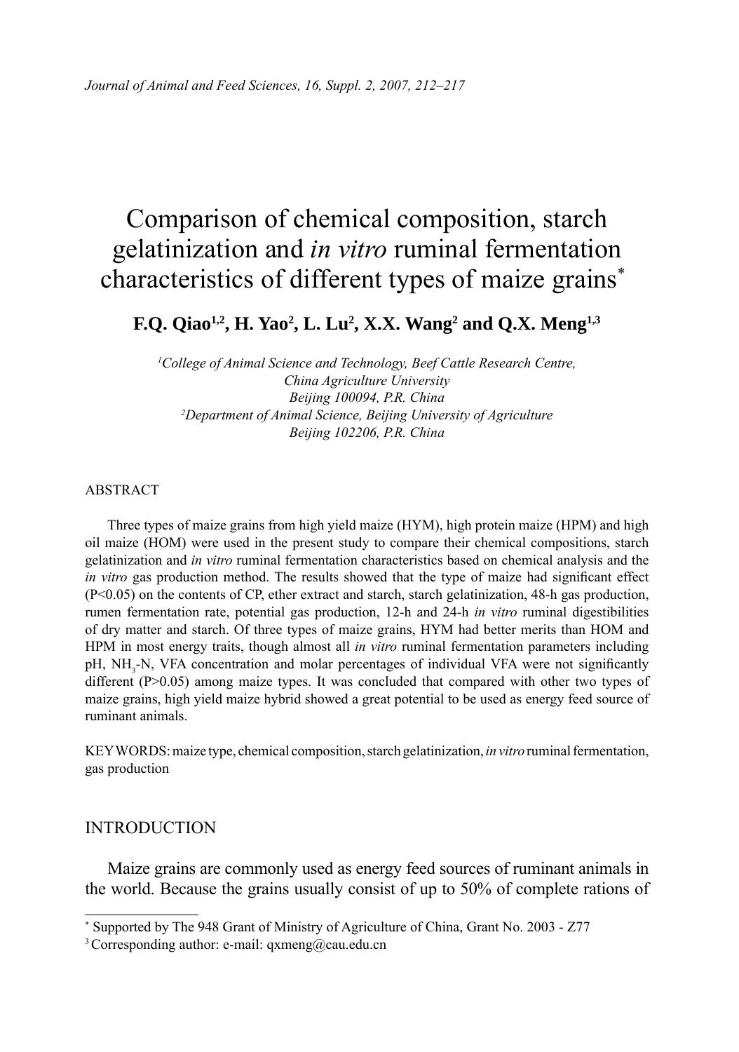# Comparison of chemical composition, starch gelatinization and *in vitro* ruminal fermentation characteristics of different types of maize grains*

**F.Q. Qiao[1,2], H. Yao[2], L. Lu[2], X.X. Wang[2] and Q.X. Meng[1,3]**

*[1]College of Animal Science and Technology, Beef Cattle Research Centre, China Agriculture University Beijing 100094, P.R. China*
*[2]Department of Animal Science, Beijing University of Agriculture Beijing 102206, P.R. China*

## ABSTRACT

Three types of maize grains from high yield maize (HYM), high protein maize (HPM) and high oil maize (HOM) were used in the present study to compare their chemical compositions, starch gelatinization and *in vitro* ruminal fermentation characteristics based on chemical analysis and the *in vitro* gas production method. The results showed that the type of maize had significant effect ($P<0.05$) on the contents of CP, ether extract and starch, starch gelatinization, 48-h gas production, rumen fermentation rate, potential gas production, 12-h and 24-h *in vitro* ruminal digestibilities of dry matter and starch. Of three types of maize grains, HYM had better merits than HOM and HPM in most energy traits, though almost all *in vitro* ruminal fermentation parameters including pH, $NH_3$-N, VFA concentration and molar percentages of individual VFA were not significantly different ($P>0.05$) among maize types. It was concluded that compared with other two types of maize grains, high yield maize hybrid showed a great potential to be used as energy feed source of ruminant animals.

KEYWORDS: maize type, chemical composition, starch gelatinization, *in vitro* ruminal fermentation, gas production

## INTRODUCTION

Maize grains are commonly used as energy feed sources of ruminant animals in the world. Because the grains usually consist of up to 50% of complete rations of

---

* Supported by The 948 Grant of Ministry of Agriculture of China, Grant No. 2003 - Z77

[3] Corresponding author: e-mail: qxmeng@cau.edu.cn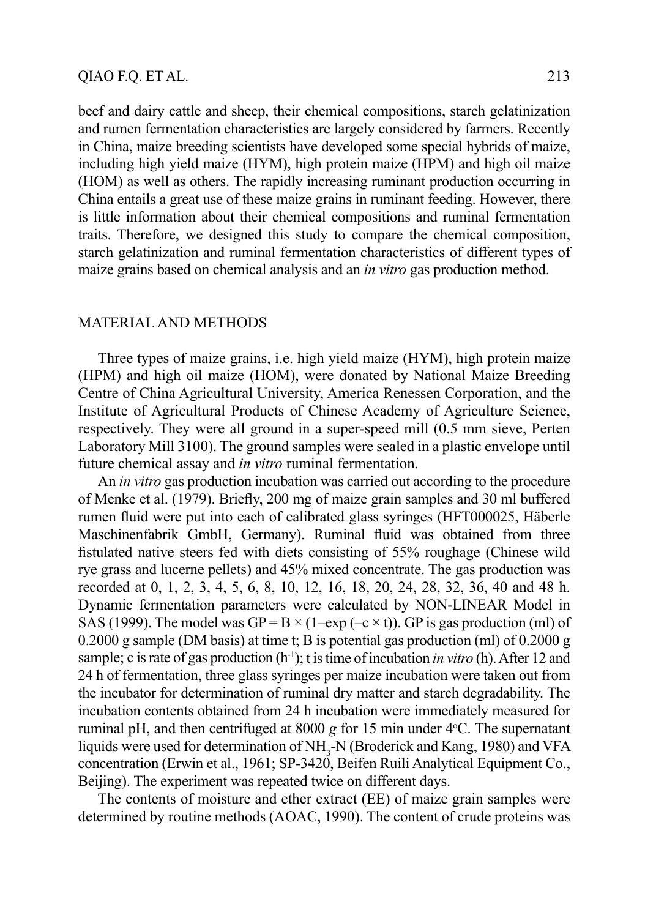beef and dairy cattle and sheep, their chemical compositions, starch gelatinization and rumen fermentation characteristics are largely considered by farmers. Recently in China, maize breeding scientists have developed some special hybrids of maize, including high yield maize (HYM), high protein maize (HPM) and high oil maize (HOM) as well as others. The rapidly increasing ruminant production occurring in China entails a great use of these maize grains in ruminant feeding. However, there is little information about their chemical compositions and ruminal fermentation traits. Therefore, we designed this study to compare the chemical composition, starch gelatinization and ruminal fermentation characteristics of different types of maize grains based on chemical analysis and an *in vitro* gas production method.

## MATERIAL AND METHODS

Three types of maize grains, i.e. high yield maize (HYM), high protein maize (HPM) and high oil maize (HOM), were donated by National Maize Breeding Centre of China Agricultural University, America Renessen Corporation, and the Institute of Agricultural Products of Chinese Academy of Agriculture Science, respectively. They were all ground in a super-speed mill (0.5 mm sieve, Perten Laboratory Mill 3100). The ground samples were sealed in a plastic envelope until future chemical assay and *in vitro* ruminal fermentation.

An *in vitro* gas production incubation was carried out according to the procedure of Menke et al. (1979). Briefly, 200 mg of maize grain samples and 30 ml buffered rumen fluid were put into each of calibrated glass syringes (HFT000025, Häberle Maschinenfabrik GmbH, Germany). Ruminal fluid was obtained from three fistulated native steers fed with diets consisting of 55% roughage (Chinese wild rye grass and lucerne pellets) and 45% mixed concentrate. The gas production was recorded at 0, 1, 2, 3, 4, 5, 6, 8, 10, 12, 16, 18, 20, 24, 28, 32, 36, 40 and 48 h. Dynamic fermentation parameters were calculated by NON-LINEAR Model in SAS (1999). The model was $GP = B \times (1 - \exp(-c \times t))$. GP is gas production (ml) of 0.2000 g sample (DM basis) at time t; B is potential gas production (ml) of 0.2000 g sample; c is rate of gas production ($h^{-1}$); t is time of incubation *in vitro* (h). After 12 and 24 h of fermentation, three glass syringes per maize incubation were taken out from the incubator for determination of ruminal dry matter and starch degradability. The incubation contents obtained from 24 h incubation were immediately measured for ruminal pH, and then centrifuged at 8000 *g* for 15 min under 4°C. The supernatant liquids were used for determination of $NH_3$-N (Broderick and Kang, 1980) and VFA concentration (Erwin et al., 1961; SP-3420, Beifen Ruili Analytical Equipment Co., Beijing). The experiment was repeated twice on different days.

The contents of moisture and ether extract (EE) of maize grain samples were determined by routine methods (AOAC, 1990). The content of crude proteins was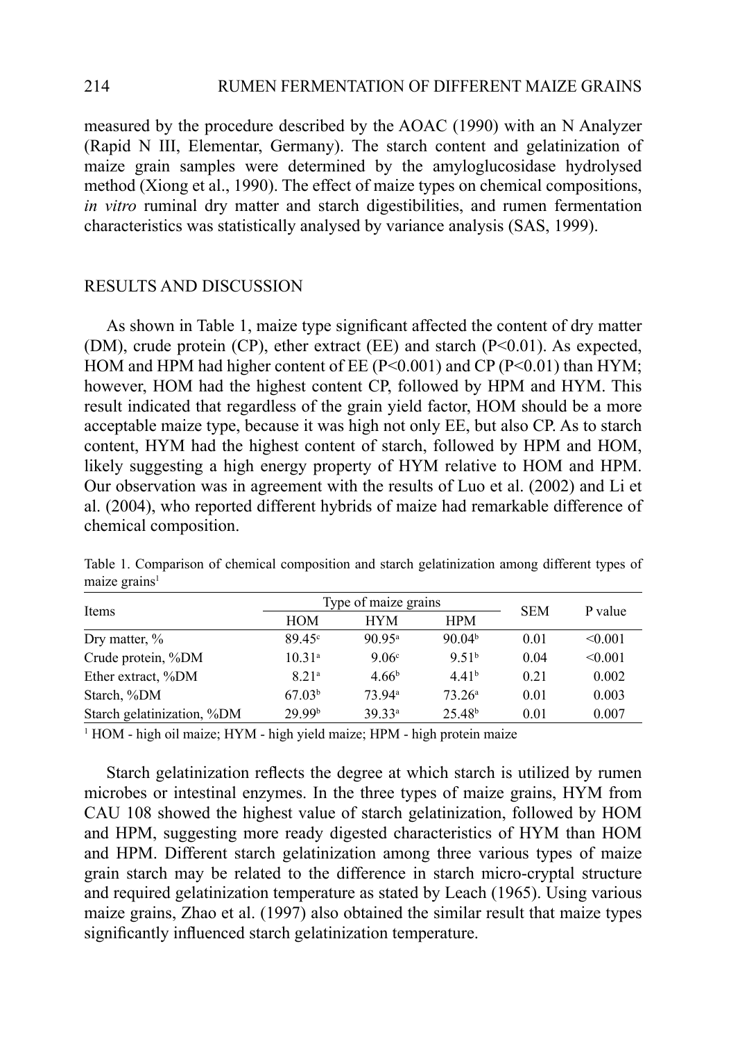measured by the procedure described by the AOAC (1990) with an N Analyzer (Rapid N III, Elementar, Germany). The starch content and gelatinization of maize grain samples were determined by the amyloglucosidase hydrolysed method (Xiong et al., 1990). The effect of maize types on chemical compositions, *in vitro* ruminal dry matter and starch digestibilities, and rumen fermentation characteristics was statistically analysed by variance analysis (SAS, 1999).

## RESULTS AND DISCUSSION

As shown in Table 1, maize type significant affected the content of dry matter (DM), crude protein (CP), ether extract (EE) and starch ($P<0.01$). As expected, HOM and HPM had higher content of EE ($P<0.001$) and CP ($P<0.01$) than HYM; however, HOM had the highest content CP, followed by HPM and HYM. This result indicated that regardless of the grain yield factor, HOM should be a more acceptable maize type, because it was high not only EE, but also CP. As to starch content, HYM had the highest content of starch, followed by HPM and HOM, likely suggesting a high energy property of HYM relative to HOM and HPM. Our observation was in agreement with the results of Luo et al. (2002) and Li et al. (2004), who reported different hybrids of maize had remarkable difference of chemical composition.

Table 1. Comparison of chemical composition and starch gelatinization among different types of maize grains[1]

| Items | Type of maize grains | | | SEM | P value |
|---|---|---|---|---|---|
| | HOM | HYM | HPM | | |
| Dry matter, % | 89.45[c] | 90.95[a] | 90.04[b] | 0.01 | <0.001 |
| Crude protein, %DM | 10.31[a] | 9.06[c] | 9.51[b] | 0.04 | <0.001 |
| Ether extract, %DM | 8.21[a] | 4.66[b] | 4.41[b] | 0.21 | 0.002 |
| Starch, %DM | 67.03[b] | 73.94[a] | 73.26[a] | 0.01 | 0.003 |
| Starch gelatinization, %DM | 29.99[b] | 39.33[a] | 25.48[b] | 0.01 | 0.007 |

[1] HOM - high oil maize; HYM - high yield maize; HPM - high protein maize

Starch gelatinization reflects the degree at which starch is utilized by rumen microbes or intestinal enzymes. In the three types of maize grains, HYM from CAU 108 showed the highest value of starch gelatinization, followed by HOM and HPM, suggesting more ready digested characteristics of HYM than HOM and HPM. Different starch gelatinization among three various types of maize grain starch may be related to the difference in starch micro-cryptal structure and required gelatinization temperature as stated by Leach (1965). Using various maize grains, Zhao et al. (1997) also obtained the similar result that maize types significantly influenced starch gelatinization temperature.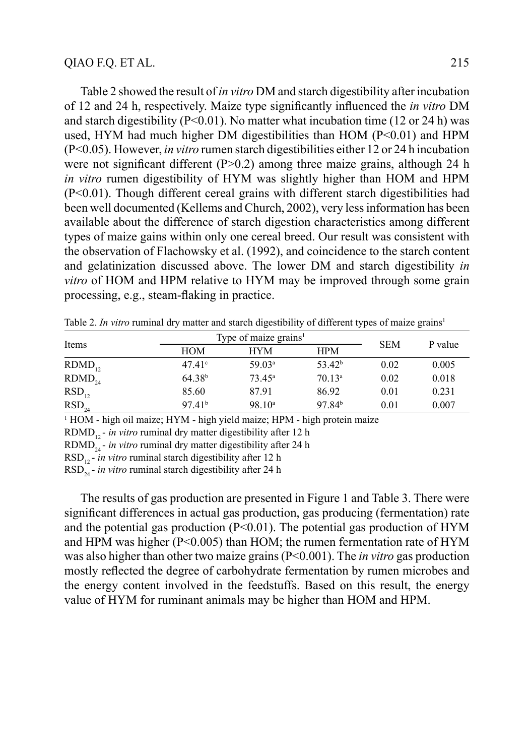Table 2 showed the result of *in vitro* DM and starch digestibility after incubation of 12 and 24 h, respectively. Maize type significantly influenced the *in vitro* DM and starch digestibility ($P<0.01$). No matter what incubation time (12 or 24 h) was used, HYM had much higher DM digestibilities than HOM ($P<0.01$) and HPM ($P<0.05$). However, *in vitro* rumen starch digestibilities either 12 or 24 h incubation were not significant different ($P>0.2$) among three maize grains, although 24 h *in vitro* rumen digestibility of HYM was slightly higher than HOM and HPM ($P<0.01$). Though different cereal grains with different starch digestibilities had been well documented (Kellems and Church, 2002), very less information has been available about the difference of starch digestion characteristics among different types of maize gains within only one cereal breed. Our result was consistent with the observation of Flachowsky et al. (1992), and coincidence to the starch content and gelatinization discussed above. The lower DM and starch digestibility *in vitro* of HOM and HPM relative to HYM may be improved through some grain processing, e.g., steam-flaking in practice.

Table 2. *In vitro* ruminal dry matter and starch digestibility of different types of maize grains[1]

| Items | Type of maize grains[1] | | | SEM | P value |
|---|---|---|---|---|---|
| | HOM | HYM | HPM | | |
| $RDMD_{12}$ | $47.41^{c}$ | $59.03^{a}$ | $53.42^{b}$ | 0.02 | 0.005 |
| $RDMD_{24}$ | $64.38^{b}$ | $73.45^{a}$ | $70.13^{a}$ | 0.02 | 0.018 |
| $RSD_{12}$ | 85.60 | 87.91 | 86.92 | 0.01 | 0.231 |
| $RSD_{24}$ | $97.41^{b}$ | $98.10^{a}$ | $97.84^{b}$ | 0.01 | 0.007 |

[1] HOM - high oil maize; HYM - high yield maize; HPM - high protein maize

$RDMD_{12}$ - *in vitro* ruminal dry matter digestibility after 12 h

$RDMD_{24}$ - *in vitro* ruminal dry matter digestibility after 24 h

$RSD_{12}$ - *in vitro* ruminal starch digestibility after 12 h

$RSD_{24}$ - *in vitro* ruminal starch digestibility after 24 h

The results of gas production are presented in Figure 1 and Table 3. There were significant differences in actual gas production, gas producing (fermentation) rate and the potential gas production ($P<0.01$). The potential gas production of HYM and HPM was higher ($P<0.005$) than HOM; the rumen fermentation rate of HYM was also higher than other two maize grains ($P<0.001$). The *in vitro* gas production mostly reflected the degree of carbohydrate fermentation by rumen microbes and the energy content involved in the feedstuffs. Based on this result, the energy value of HYM for ruminant animals may be higher than HOM and HPM.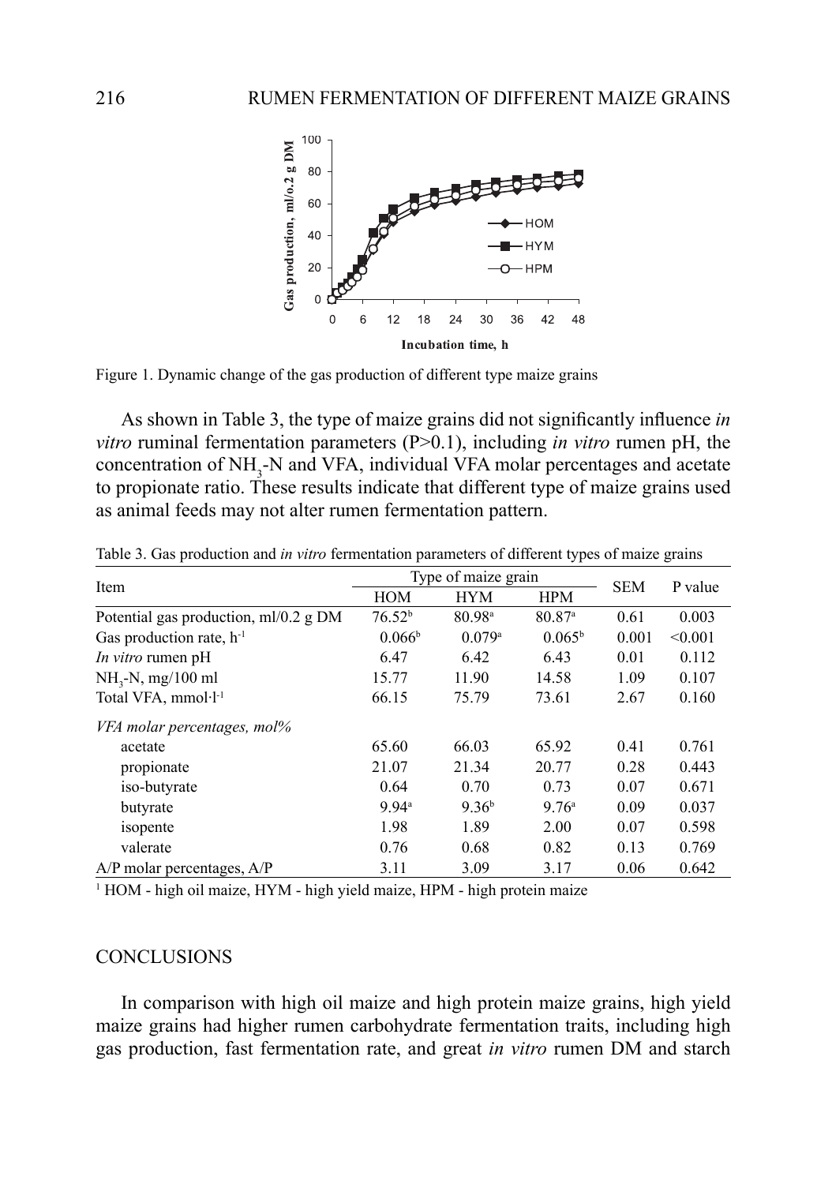Figure 1. Dynamic change of the gas production of different type maize grains

As shown in Table 3, the type of maize grains did not significantly influence *in vitro* ruminal fermentation parameters ($P>0.1$), including *in vitro* rumen pH, the concentration of $NH_3$-N and VFA, individual VFA molar percentages and acetate to propionate ratio. These results indicate that different type of maize grains used as animal feeds may not alter rumen fermentation pattern.

Table 3. Gas production and *in vitro* fermentation parameters of different types of maize grains

| Item | Type of maize grain | | | SEM | P value |
|---|---|---|---|---|---|
| | HOM | HYM | HPM | | |
| Potential gas production, ml/0.2 g DM | $76.52^b$ | $80.98^a$ | $80.87^a$ | 0.61 | 0.003 |
| Gas production rate, $h^{-1}$ | $0.066^b$ | $0.079^a$ | $0.065^b$ | 0.001 | <0.001 |
| *In vitro* rumen pH | 6.47 | 6.42 | 6.43 | 0.01 | 0.112 |
| $NH_3$-N, mg/100 ml | 15.77 | 11.90 | 14.58 | 1.09 | 0.107 |
| Total VFA, $mmol \cdot l^{-1}$ | 66.15 | 75.79 | 73.61 | 2.67 | 0.160 |
| *VFA molar percentages, mol%* | | | | | |
| acetate | 65.60 | 66.03 | 65.92 | 0.41 | 0.761 |
| propionate | 21.07 | 21.34 | 20.77 | 0.28 | 0.443 |
| iso-butyrate | 0.64 | 0.70 | 0.73 | 0.07 | 0.671 |
| butyrate | $9.94^a$ | $9.36^b$ | $9.76^a$ | 0.09 | 0.037 |
| isopente | 1.98 | 1.89 | 2.00 | 0.07 | 0.598 |
| valerate | 0.76 | 0.68 | 0.82 | 0.13 | 0.769 |
| A/P molar percentages, A/P | 3.11 | 3.09 | 3.17 | 0.06 | 0.642 |

[1] HOM - high oil maize, HYM - high yield maize, HPM - high protein maize

## CONCLUSIONS

In comparison with high oil maize and high protein maize grains, high yield maize grains had higher rumen carbohydrate fermentation traits, including high gas production, fast fermentation rate, and great *in vitro* rumen DM and starch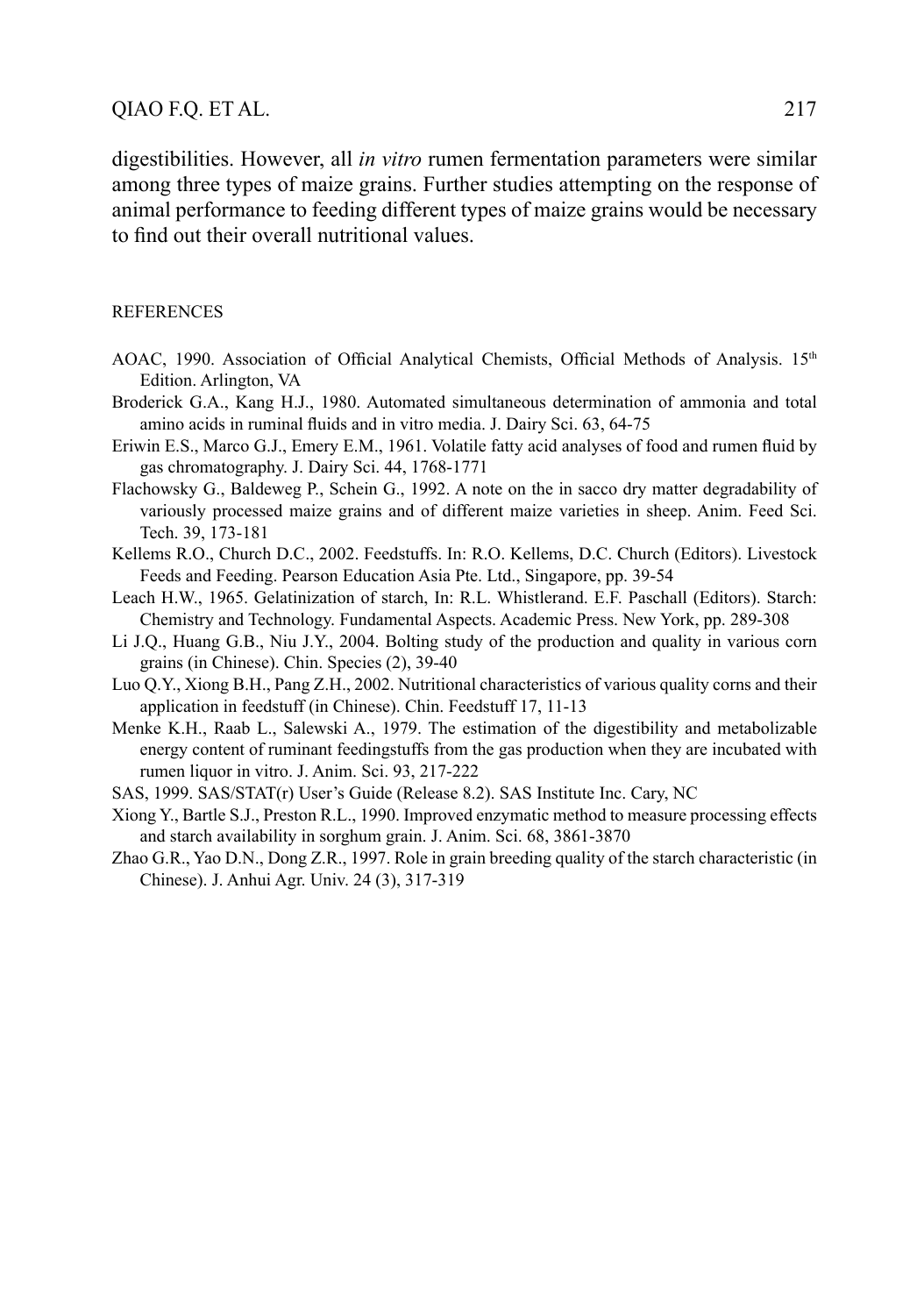digestibilities. However, all *in vitro* rumen fermentation parameters were similar among three types of maize grains. Further studies attempting on the response of animal performance to feeding different types of maize grains would be necessary to find out their overall nutritional values.

## REFERENCES

AOAC, 1990. Association of Official Analytical Chemists, Official Methods of Analysis. $15^{th}$ Edition. Arlington, VA

Broderick G.A., Kang H.J., 1980. Automated simultaneous determination of ammonia and total amino acids in ruminal fluids and in vitro media. J. Dairy Sci. 63, 64-75

Eriwin E.S., Marco G.J., Emery E.M., 1961. Volatile fatty acid analyses of food and rumen fluid by gas chromatography. J. Dairy Sci. 44, 1768-1771

Flachowsky G., Baldeweg P., Schein G., 1992. A note on the in sacco dry matter degradability of variously processed maize grains and of different maize varieties in sheep. Anim. Feed Sci. Tech. 39, 173-181

Kellems R.O., Church D.C., 2002. Feedstuffs. In: R.O. Kellems, D.C. Church (Editors). Livestock Feeds and Feeding. Pearson Education Asia Pte. Ltd., Singapore, pp. 39-54

Leach H.W., 1965. Gelatinization of starch, In: R.L. Whistlerand. E.F. Paschall (Editors). Starch: Chemistry and Technology. Fundamental Aspects. Academic Press. New York, pp. 289-308

Li J.Q., Huang G.B., Niu J.Y., 2004. Bolting study of the production and quality in various corn grains (in Chinese). Chin. Species (2), 39-40

Luo Q.Y., Xiong B.H., Pang Z.H., 2002. Nutritional characteristics of various quality corns and their application in feedstuff (in Chinese). Chin. Feedstuff 17, 11-13

Menke K.H., Raab L., Salewski A., 1979. The estimation of the digestibility and metabolizable energy content of ruminant feedingstuffs from the gas production when they are incubated with rumen liquor in vitro. J. Anim. Sci. 93, 217-222

SAS, 1999. SAS/STAT(r) User's Guide (Release 8.2). SAS Institute Inc. Cary, NC

Xiong Y., Bartle S.J., Preston R.L., 1990. Improved enzymatic method to measure processing effects and starch availability in sorghum grain. J. Anim. Sci. 68, 3861-3870

Zhao G.R., Yao D.N., Dong Z.R., 1997. Role in grain breeding quality of the starch characteristic (in Chinese). J. Anhui Agr. Univ. 24 (3), 317-319